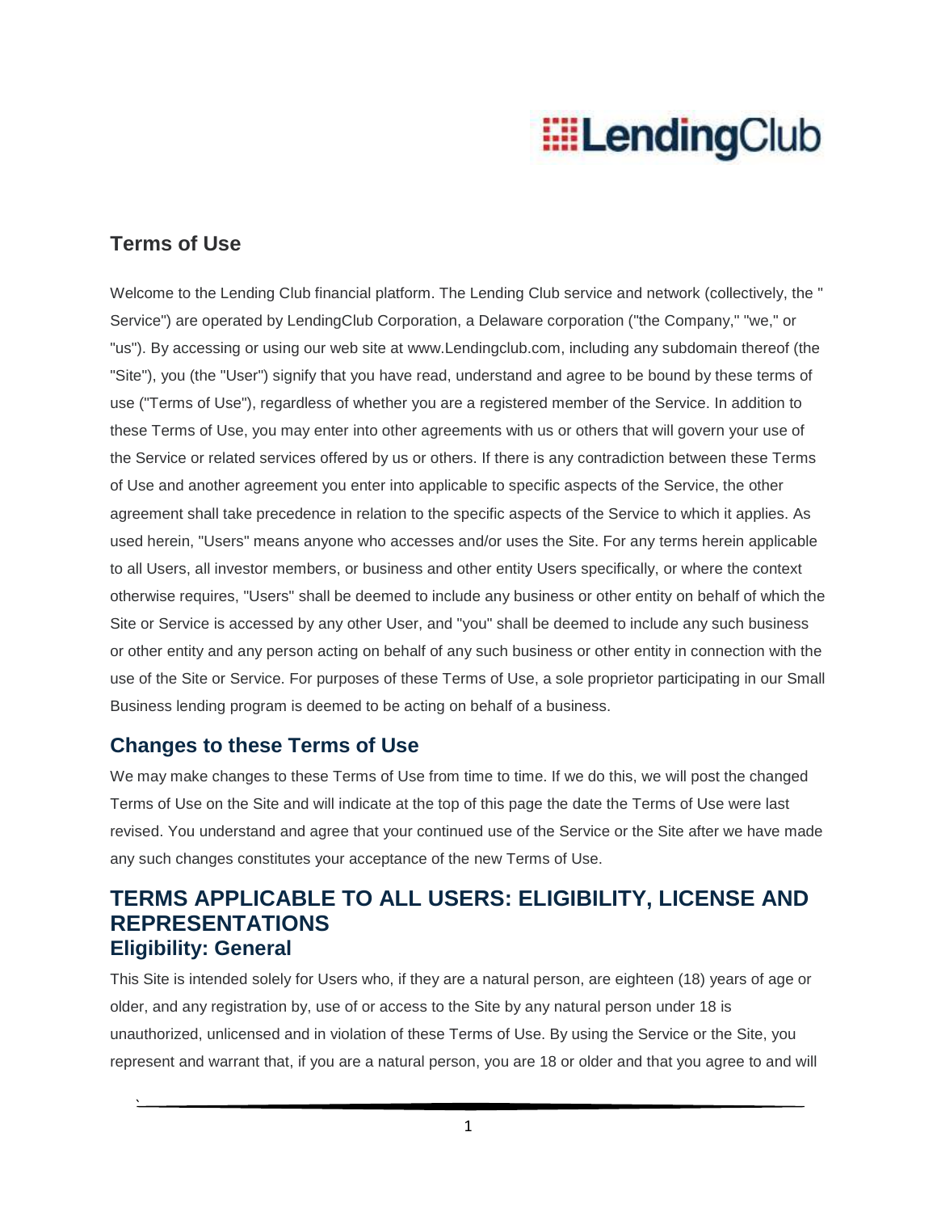LendingClub

# Terms of Use

Welcome to the Lending Club financial platform. The Lending Club service and network (collectively, the " Service") are operated by LendingClub Corporation, a Delaware corporation ("the Company," "we," or "us"). By accessing or using our web site at www.Lendingclub.com, including any subdomain thereof (the "Site"), you (the "User") signify that you have read, understand and agree to be bound by these terms of use ("Terms of Use"), regardless of whether you are a registered member of the Service. In addition to these Terms of Use, you may enter into other agreements with us or others that will govern your use of the Service or related services offered by us or others. If there is any contradiction between these Terms of Use and another agreement you enter into applicable to specific aspects of the Service, the other agreement shall take precedence in relation to the specific aspects of the Service to which it applies. As used herein, "Users" means anyone who accesses and/or uses the Site. For any terms herein applicable to all Users, all investor members, or business and other entity Users specifically, or where the context otherwise requires, "Users" shall be deemed to include any business or other entity on behalf of which the Site or Service is accessed by any other User, and "you" shall be deemed to include any such business or other entity and any person acting on behalf of any such business or other entity in connection with the use of the Site or Service. For purposes of these Terms of Use, a sole proprietor participating in our Small Business lending program is deemed to be acting on behalf of a business.

## Changes to these Terms of Use

We may make changes to these Terms of Use from time to time. If we do this, we will post the changed Terms of Use on the Site and will indicate at the top of this page the date the Terms of Use were last revised. You understand and agree that your continued use of the Service or the Site after we have made any such changes constitutes your acceptance of the new Terms of Use.

## TERMS APPLICABLE TO ALL USERS: ELIGIBILITY, LICENSE AND REPRESENTATIONS

### Eligibility: General

This Site is intended solely for Users who, if they are a natural person, are eighteen (18) years of age or older, and any registration by, use of or access to the Site by any natural person under 18 is unauthorized, unlicensed and in violation of these Terms of Use. By using the Service or the Site, you represent and warrant that, if you are a natural person, you are 18 or older and that you agree to and will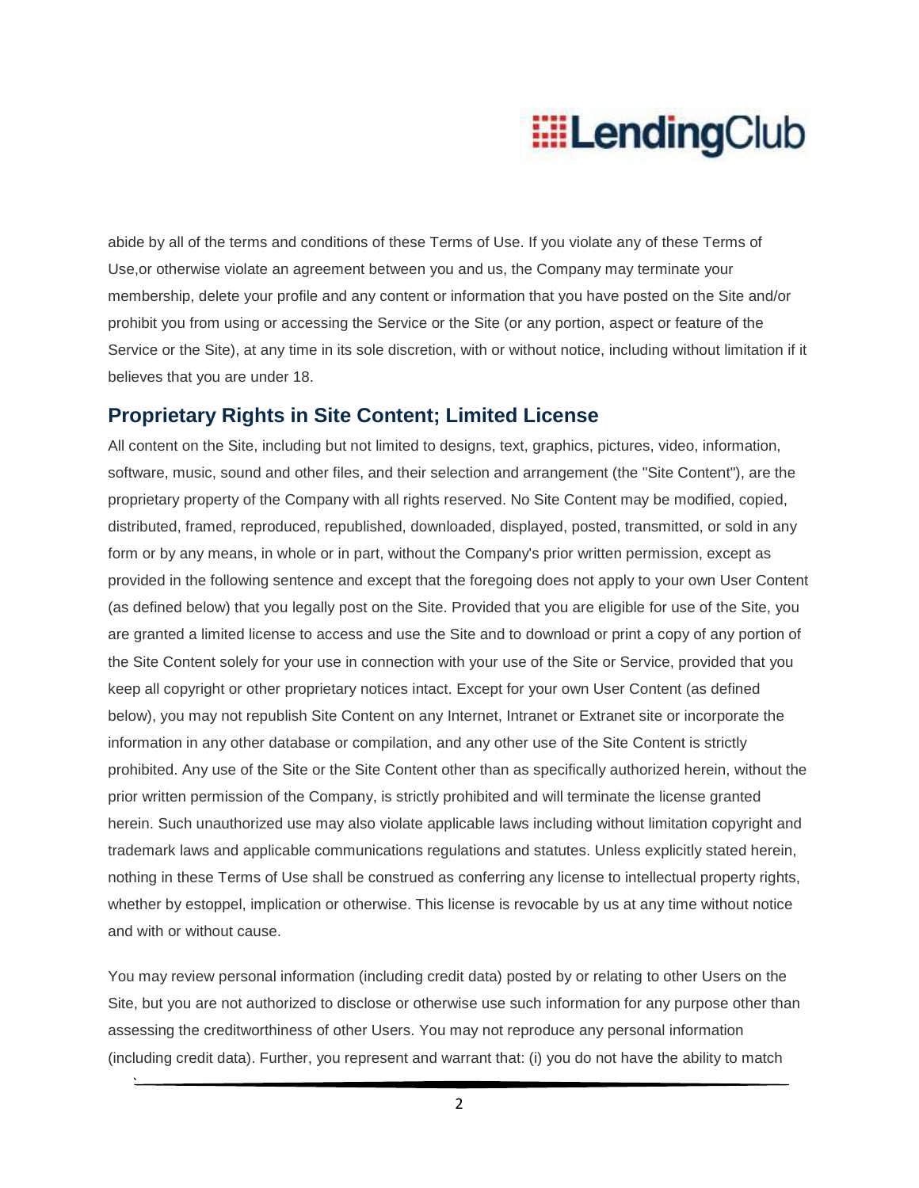abide by all of the terms and conditions of these Terms of Use. If you violate any of these Terms of Use,or otherwise violate an agreement between you and us, the Company may terminate your membership, delete your profile and any content or information that you have posted on the Site and/or prohibit you from using or accessing the Service or the Site (or any portion, aspect or feature of the Service or the Site), at any time in its sole discretion, with or without notice, including without limitation if it believes that you are under 18.

## Proprietary Rights in Site Content; Limited License

All content on the Site, including but not limited to designs, text, graphics, pictures, video, information, software, music, sound and other files, and their selection and arrangement (the "Site Content"), are the proprietary property of the Company with all rights reserved. No Site Content may be modified, copied, distributed, framed, reproduced, republished, downloaded, displayed, posted, transmitted, or sold in any form or by any means, in whole or in part, without the Company's prior written permission, except as provided in the following sentence and except that the foregoing does not apply to your own User Content (as defined below) that you legally post on the Site. Provided that you are eligible for use of the Site, you are granted a limited license to access and use the Site and to download or print a copy of any portion of the Site Content solely for your use in connection with your use of the Site or Service, provided that you keep all copyright or other proprietary notices intact. Except for your own User Content (as defined below), you may not republish Site Content on any Internet, Intranet or Extranet site or incorporate the information in any other database or compilation, and any other use of the Site Content is strictly prohibited. Any use of the Site or the Site Content other than as specifically authorized herein, without the prior written permission of the Company, is strictly prohibited and will terminate the license granted herein. Such unauthorized use may also violate applicable laws including without limitation copyright and trademark laws and applicable communications regulations and statutes. Unless explicitly stated herein, nothing in these Terms of Use shall be construed as conferring any license to intellectual property rights, whether by estoppel, implication or otherwise. This license is revocable by us at any time without notice and with or without cause.

You may review personal information (including credit data) posted by or relating to other Users on the Site, but you are not authorized to disclose or otherwise use such information for any purpose other than assessing the creditworthiness of other Users. You may not reproduce any personal information (including credit data). Further, you represent and warrant that: (i) you do not have the ability to match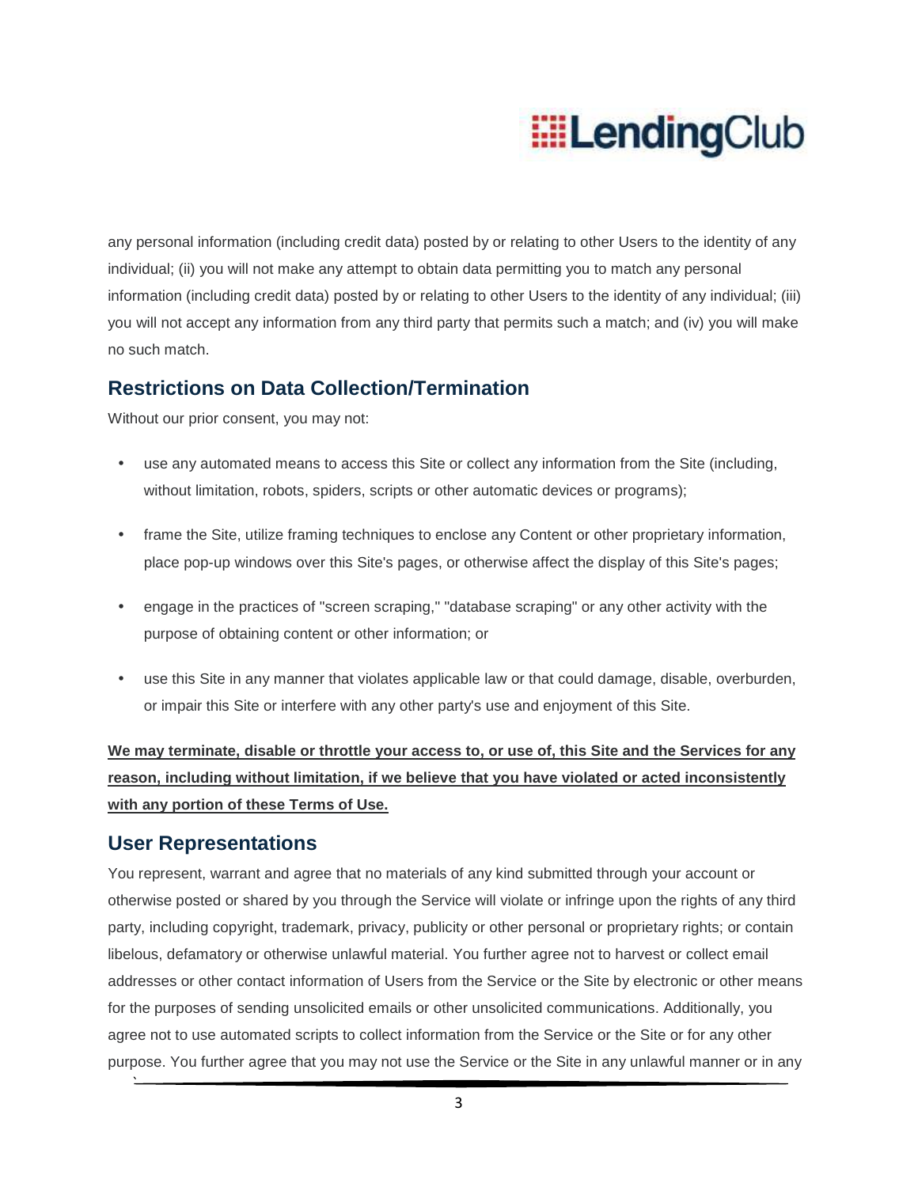any personal information (including credit data) posted by or relating to other Users to the identity of any individual; (ii) you will not make any attempt to obtain data permitting you to match any personal information (including credit data) posted by or relating to other Users to the identity of any individual; (iii) you will not accept any information from any third party that permits such a match; and (iv) you will make no such match.

## Restrictions on Data Collection/Termination

Without our prior consent, you may not:

- use any automated means to access this Site or collect any information from the Site (including, without limitation, robots, spiders, scripts or other automatic devices or programs);
- frame the Site, utilize framing techniques to enclose any Content or other proprietary information, place pop-up windows over this Site's pages, or otherwise affect the display of this Site's pages;
- engage in the practices of "screen scraping," "database scraping" or any other activity with the purpose of obtaining content or other information; or
- use this Site in any manner that violates applicable law or that could damage, disable, overburden, or impair this Site or interfere with any other party's use and enjoyment of this Site.

**We may terminate, disable or throttle your access to, or use of, this Site and the Services for any reason, including without limitation, if we believe that you have violated or acted inconsistently with any portion of these Terms of Use.**

## User Representations

You represent, warrant and agree that no materials of any kind submitted through your account or otherwise posted or shared by you through the Service will violate or infringe upon the rights of any third party, including copyright, trademark, privacy, publicity or other personal or proprietary rights; or contain libelous, defamatory or otherwise unlawful material. You further agree not to harvest or collect email addresses or other contact information of Users from the Service or the Site by electronic or other means for the purposes of sending unsolicited emails or other unsolicited communications. Additionally, you agree not to use automated scripts to collect information from the Service or the Site or for any other purpose. You further agree that you may not use the Service or the Site in any unlawful manner or in any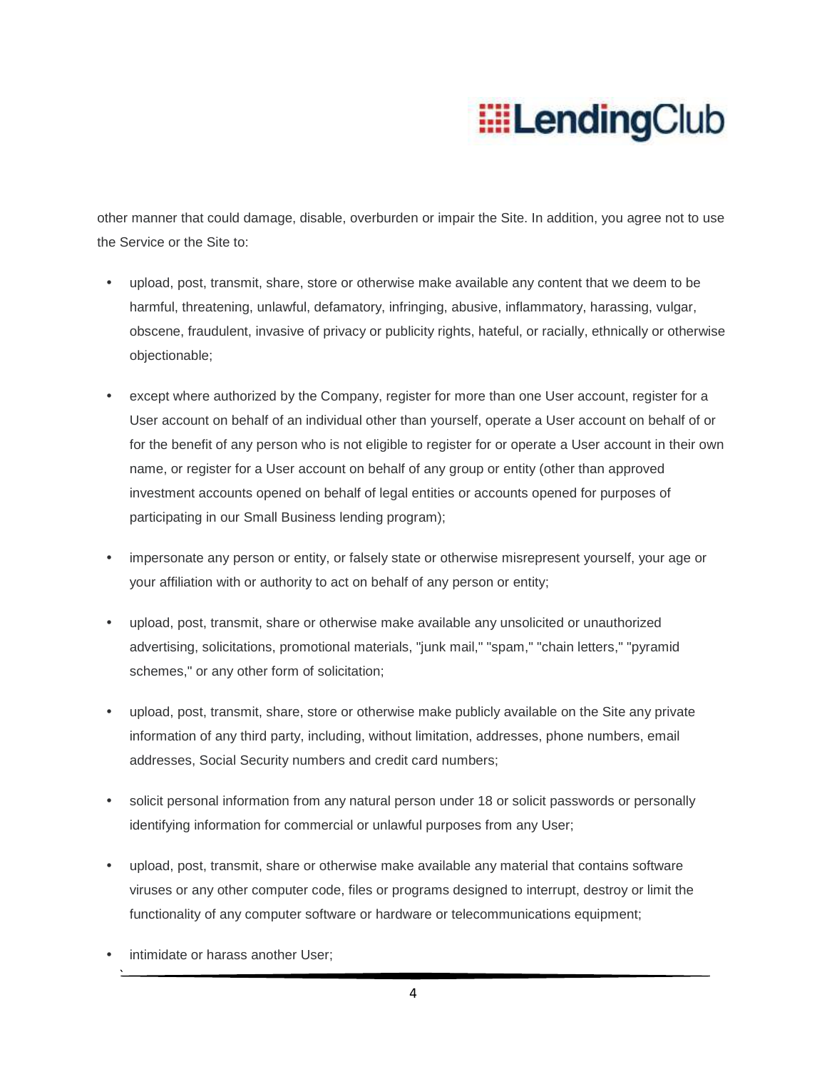other manner that could damage, disable, overburden or impair the Site. In addition, you agree not to use the Service or the Site to:

- upload, post, transmit, share, store or otherwise make available any content that we deem to be harmful, threatening, unlawful, defamatory, infringing, abusive, inflammatory, harassing, vulgar, obscene, fraudulent, invasive of privacy or publicity rights, hateful, or racially, ethnically or otherwise objectionable;
- except where authorized by the Company, register for more than one User account, register for a User account on behalf of an individual other than yourself, operate a User account on behalf of or for the benefit of any person who is not eligible to register for or operate a User account in their own name, or register for a User account on behalf of any group or entity (other than approved investment accounts opened on behalf of legal entities or accounts opened for purposes of participating in our Small Business lending program);
- impersonate any person or entity, or falsely state or otherwise misrepresent yourself, your age or your affiliation with or authority to act on behalf of any person or entity;
- upload, post, transmit, share or otherwise make available any unsolicited or unauthorized advertising, solicitations, promotional materials, "junk mail," "spam," "chain letters," "pyramid schemes," or any other form of solicitation;
- upload, post, transmit, share, store or otherwise make publicly available on the Site any private information of any third party, including, without limitation, addresses, phone numbers, email addresses, Social Security numbers and credit card numbers;
- solicit personal information from any natural person under 18 or solicit passwords or personally identifying information for commercial or unlawful purposes from any User;
- upload, post, transmit, share or otherwise make available any material that contains software viruses or any other computer code, files or programs designed to interrupt, destroy or limit the functionality of any computer software or hardware or telecommunications equipment;
- intimidate or harass another User;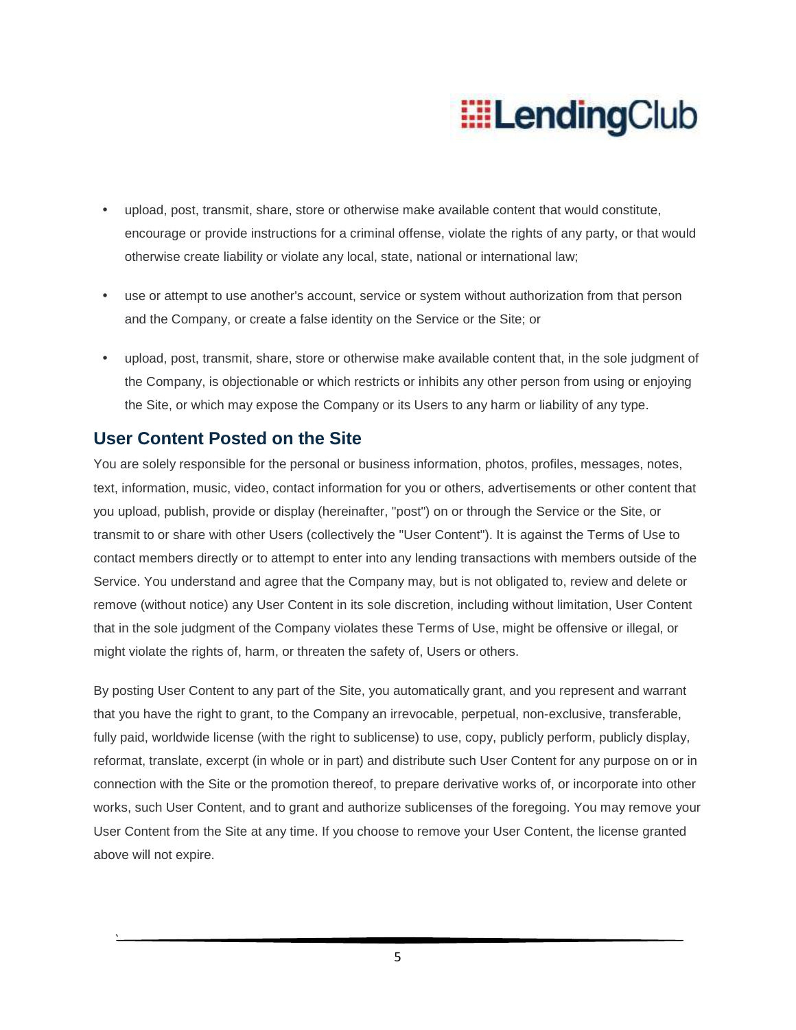- upload, post, transmit, share, store or otherwise make available content that would constitute, encourage or provide instructions for a criminal offense, violate the rights of any party, or that would otherwise create liability or violate any local, state, national or international law;

- use or attempt to use another's account, service or system without authorization from that person and the Company, or create a false identity on the Service or the Site; or

- upload, post, transmit, share, store or otherwise make available content that, in the sole judgment of the Company, is objectionable or which restricts or inhibits any other person from using or enjoying the Site, or which may expose the Company or its Users to any harm or liability of any type.

## User Content Posted on the Site

You are solely responsible for the personal or business information, photos, profiles, messages, notes, text, information, music, video, contact information for you or others, advertisements or other content that you upload, publish, provide or display (hereinafter, "post") on or through the Service or the Site, or transmit to or share with other Users (collectively the "User Content"). It is against the Terms of Use to contact members directly or to attempt to enter into any lending transactions with members outside of the Service. You understand and agree that the Company may, but is not obligated to, review and delete or remove (without notice) any User Content in its sole discretion, including without limitation, User Content that in the sole judgment of the Company violates these Terms of Use, might be offensive or illegal, or might violate the rights of, harm, or threaten the safety of, Users or others.

By posting User Content to any part of the Site, you automatically grant, and you represent and warrant that you have the right to grant, to the Company an irrevocable, perpetual, non-exclusive, transferable, fully paid, worldwide license (with the right to sublicense) to use, copy, publicly perform, publicly display, reformat, translate, excerpt (in whole or in part) and distribute such User Content for any purpose on or in connection with the Site or the promotion thereof, to prepare derivative works of, or incorporate into other works, such User Content, and to grant and authorize sublicenses of the foregoing. You may remove your User Content from the Site at any time. If you choose to remove your User Content, the license granted above will not expire.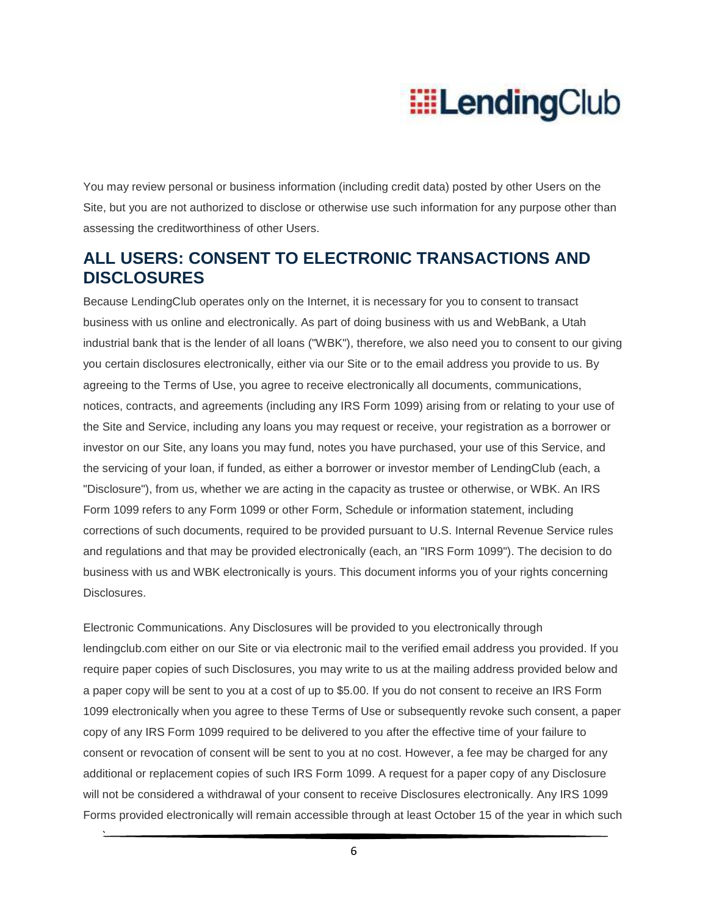You may review personal or business information (including credit data) posted by other Users on the Site, but you are not authorized to disclose or otherwise use such information for any purpose other than assessing the creditworthiness of other Users.

## ALL USERS: CONSENT TO ELECTRONIC TRANSACTIONS AND DISCLOSURES

Because LendingClub operates only on the Internet, it is necessary for you to consent to transact business with us online and electronically. As part of doing business with us and WebBank, a Utah industrial bank that is the lender of all loans ("WBK"), therefore, we also need you to consent to our giving you certain disclosures electronically, either via our Site or to the email address you provide to us. By agreeing to the Terms of Use, you agree to receive electronically all documents, communications, notices, contracts, and agreements (including any IRS Form 1099) arising from or relating to your use of the Site and Service, including any loans you may request or receive, your registration as a borrower or investor on our Site, any loans you may fund, notes you have purchased, your use of this Service, and the servicing of your loan, if funded, as either a borrower or investor member of LendingClub (each, a "Disclosure"), from us, whether we are acting in the capacity as trustee or otherwise, or WBK. An IRS Form 1099 refers to any Form 1099 or other Form, Schedule or information statement, including corrections of such documents, required to be provided pursuant to U.S. Internal Revenue Service rules and regulations and that may be provided electronically (each, an "IRS Form 1099"). The decision to do business with us and WBK electronically is yours. This document informs you of your rights concerning Disclosures.

Electronic Communications. Any Disclosures will be provided to you electronically through lendingclub.com either on our Site or via electronic mail to the verified email address you provided. If you require paper copies of such Disclosures, you may write to us at the mailing address provided below and a paper copy will be sent to you at a cost of up to $5.00. If you do not consent to receive an IRS Form 1099 electronically when you agree to these Terms of Use or subsequently revoke such consent, a paper copy of any IRS Form 1099 required to be delivered to you after the effective time of your failure to consent or revocation of consent will be sent to you at no cost. However, a fee may be charged for any additional or replacement copies of such IRS Form 1099. A request for a paper copy of any Disclosure will not be considered a withdrawal of your consent to receive Disclosures electronically. Any IRS 1099 Forms provided electronically will remain accessible through at least October 15 of the year in which such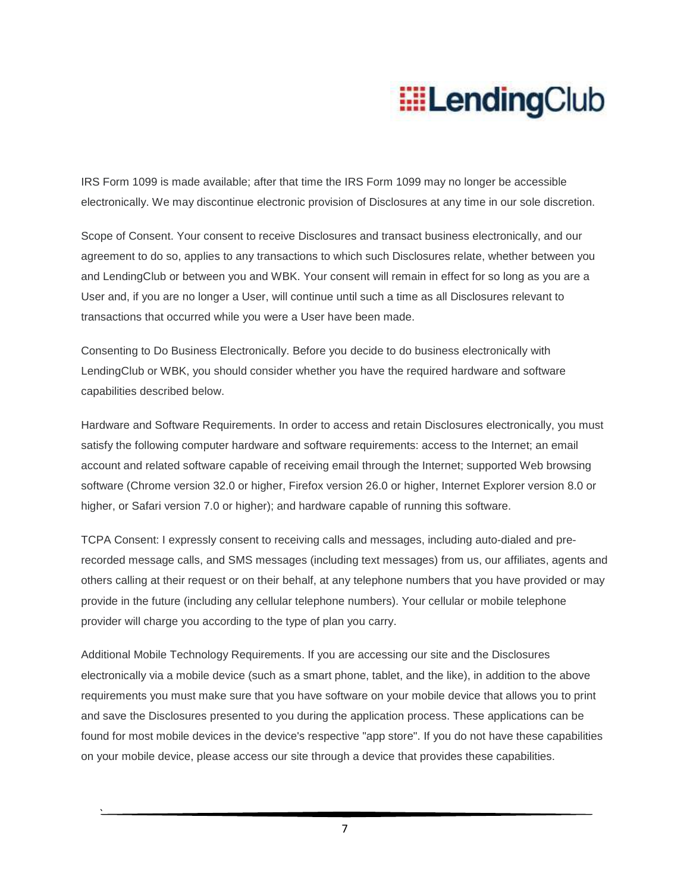IRS Form 1099 is made available; after that time the IRS Form 1099 may no longer be accessible electronically. We may discontinue electronic provision of Disclosures at any time in our sole discretion.

Scope of Consent. Your consent to receive Disclosures and transact business electronically, and our agreement to do so, applies to any transactions to which such Disclosures relate, whether between you and LendingClub or between you and WBK. Your consent will remain in effect for so long as you are a User and, if you are no longer a User, will continue until such a time as all Disclosures relevant to transactions that occurred while you were a User have been made.

Consenting to Do Business Electronically. Before you decide to do business electronically with LendingClub or WBK, you should consider whether you have the required hardware and software capabilities described below.

Hardware and Software Requirements. In order to access and retain Disclosures electronically, you must satisfy the following computer hardware and software requirements: access to the Internet; an email account and related software capable of receiving email through the Internet; supported Web browsing software (Chrome version 32.0 or higher, Firefox version 26.0 or higher, Internet Explorer version 8.0 or higher, or Safari version 7.0 or higher); and hardware capable of running this software.

TCPA Consent: I expressly consent to receiving calls and messages, including auto-dialed and pre-recorded message calls, and SMS messages (including text messages) from us, our affiliates, agents and others calling at their request or on their behalf, at any telephone numbers that you have provided or may provide in the future (including any cellular telephone numbers). Your cellular or mobile telephone provider will charge you according to the type of plan you carry.

Additional Mobile Technology Requirements. If you are accessing our site and the Disclosures electronically via a mobile device (such as a smart phone, tablet, and the like), in addition to the above requirements you must make sure that you have software on your mobile device that allows you to print and save the Disclosures presented to you during the application process. These applications can be found for most mobile devices in the device's respective "app store". If you do not have these capabilities on your mobile device, please access our site through a device that provides these capabilities.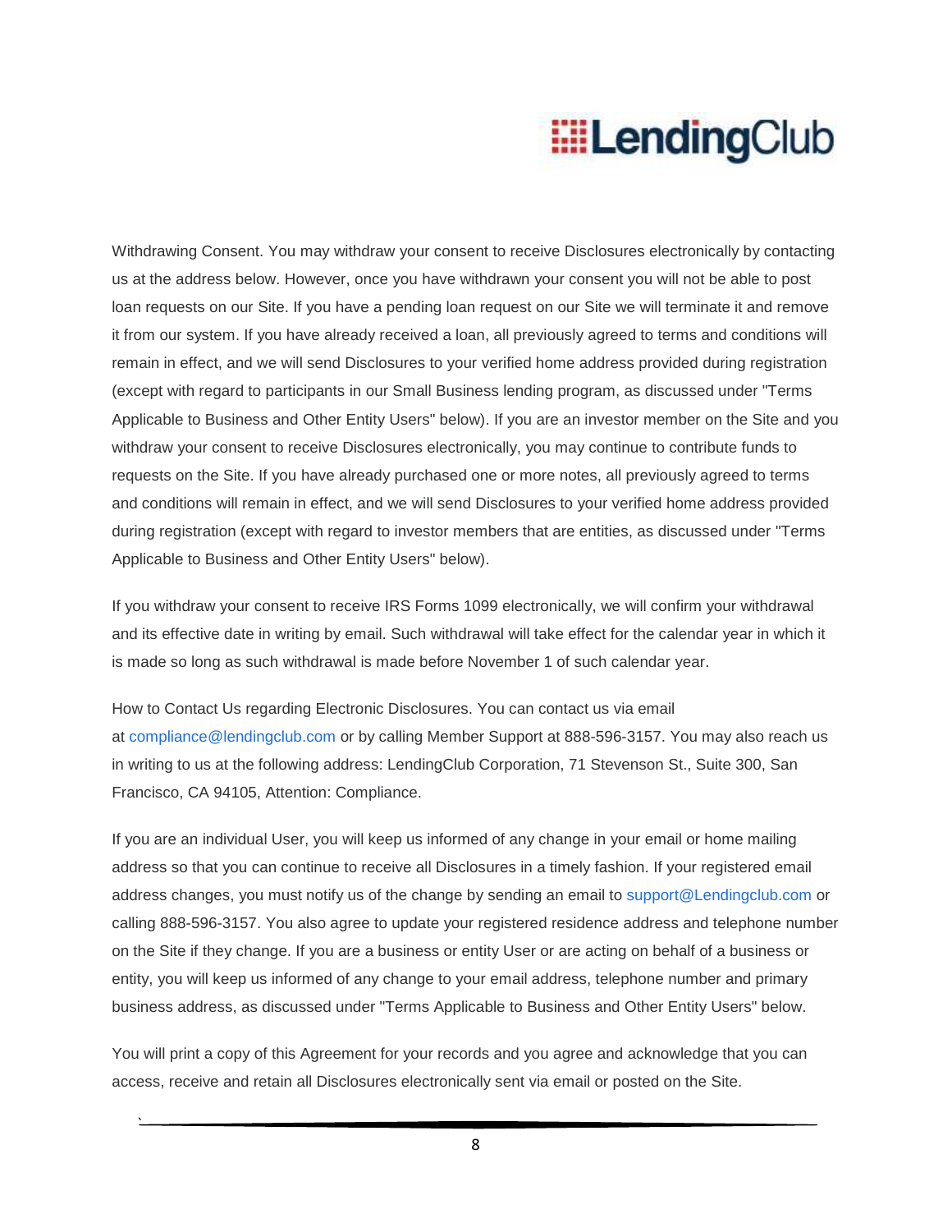Withdrawing Consent. You may withdraw your consent to receive Disclosures electronically by contacting us at the address below. However, once you have withdrawn your consent you will not be able to post loan requests on our Site. If you have a pending loan request on our Site we will terminate it and remove it from our system. If you have already received a loan, all previously agreed to terms and conditions will remain in effect, and we will send Disclosures to your verified home address provided during registration (except with regard to participants in our Small Business lending program, as discussed under "Terms Applicable to Business and Other Entity Users" below). If you are an investor member on the Site and you withdraw your consent to receive Disclosures electronically, you may continue to contribute funds to requests on the Site. If you have already purchased one or more notes, all previously agreed to terms and conditions will remain in effect, and we will send Disclosures to your verified home address provided during registration (except with regard to investor members that are entities, as discussed under "Terms Applicable to Business and Other Entity Users" below).

If you withdraw your consent to receive IRS Forms 1099 electronically, we will confirm your withdrawal and its effective date in writing by email. Such withdrawal will take effect for the calendar year in which it is made so long as such withdrawal is made before November 1 of such calendar year.

How to Contact Us regarding Electronic Disclosures. You can contact us via email at compliance@lendingclub.com or by calling Member Support at 888-596-3157. You may also reach us in writing to us at the following address: LendingClub Corporation, 71 Stevenson St., Suite 300, San Francisco, CA 94105, Attention: Compliance.

If you are an individual User, you will keep us informed of any change in your email or home mailing address so that you can continue to receive all Disclosures in a timely fashion. If your registered email address changes, you must notify us of the change by sending an email to support@Lendingclub.com or calling 888-596-3157. You also agree to update your registered residence address and telephone number on the Site if they change. If you are a business or entity User or are acting on behalf of a business or entity, you will keep us informed of any change to your email address, telephone number and primary business address, as discussed under "Terms Applicable to Business and Other Entity Users" below.

You will print a copy of this Agreement for your records and you agree and acknowledge that you can access, receive and retain all Disclosures electronically sent via email or posted on the Site.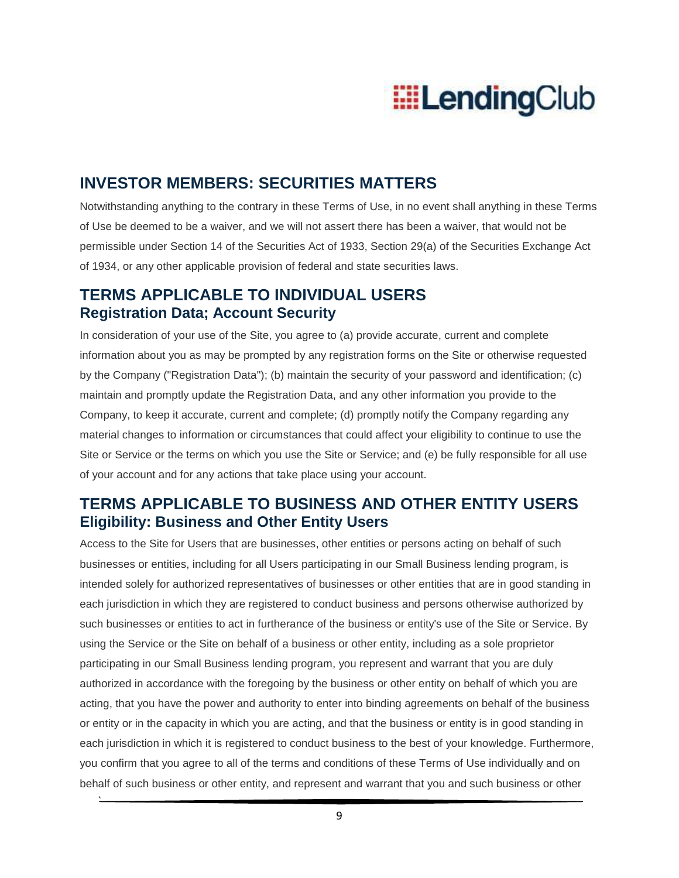## INVESTOR MEMBERS: SECURITIES MATTERS

Notwithstanding anything to the contrary in these Terms of Use, in no event shall anything in these Terms of Use be deemed to be a waiver, and we will not assert there has been a waiver, that would not be permissible under Section 14 of the Securities Act of 1933, Section 29(a) of the Securities Exchange Act of 1934, or any other applicable provision of federal and state securities laws.

## TERMS APPLICABLE TO INDIVIDUAL USERS

### Registration Data; Account Security

In consideration of your use of the Site, you agree to (a) provide accurate, current and complete information about you as may be prompted by any registration forms on the Site or otherwise requested by the Company ("Registration Data"); (b) maintain the security of your password and identification; (c) maintain and promptly update the Registration Data, and any other information you provide to the Company, to keep it accurate, current and complete; (d) promptly notify the Company regarding any material changes to information or circumstances that could affect your eligibility to continue to use the Site or Service or the terms on which you use the Site or Service; and (e) be fully responsible for all use of your account and for any actions that take place using your account.

## TERMS APPLICABLE TO BUSINESS AND OTHER ENTITY USERS

### Eligibility: Business and Other Entity Users

Access to the Site for Users that are businesses, other entities or persons acting on behalf of such businesses or entities, including for all Users participating in our Small Business lending program, is intended solely for authorized representatives of businesses or other entities that are in good standing in each jurisdiction in which they are registered to conduct business and persons otherwise authorized by such businesses or entities to act in furtherance of the business or entity's use of the Site or Service. By using the Service or the Site on behalf of a business or other entity, including as a sole proprietor participating in our Small Business lending program, you represent and warrant that you are duly authorized in accordance with the foregoing by the business or other entity on behalf of which you are acting, that you have the power and authority to enter into binding agreements on behalf of the business or entity or in the capacity in which you are acting, and that the business or entity is in good standing in each jurisdiction in which it is registered to conduct business to the best of your knowledge. Furthermore, you confirm that you agree to all of the terms and conditions of these Terms of Use individually and on behalf of such business or other entity, and represent and warrant that you and such business or other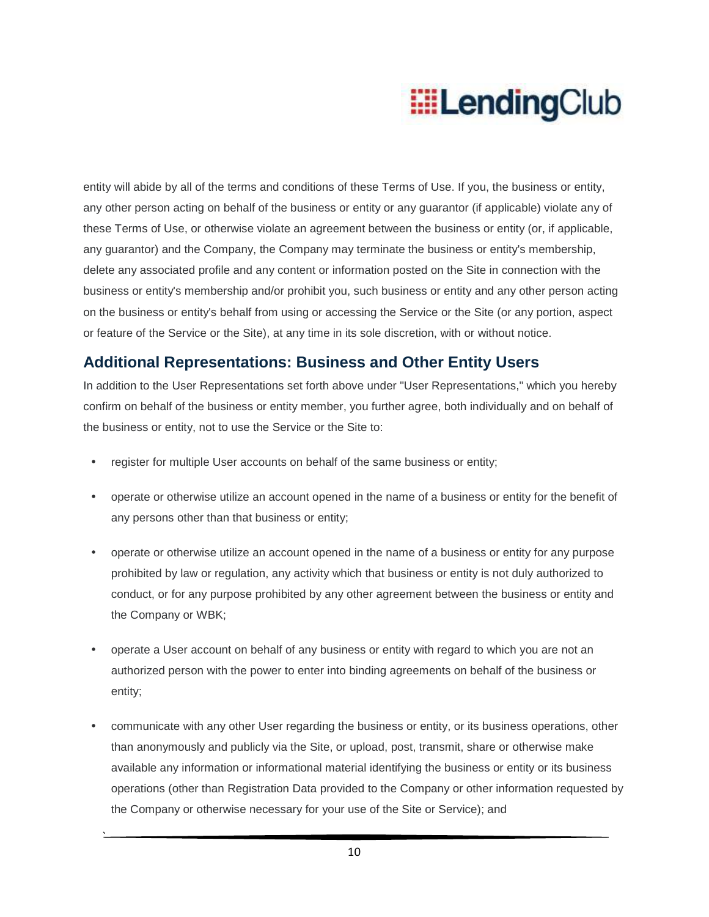entity will abide by all of the terms and conditions of these Terms of Use. If you, the business or entity, any other person acting on behalf of the business or entity or any guarantor (if applicable) violate any of these Terms of Use, or otherwise violate an agreement between the business or entity (or, if applicable, any guarantor) and the Company, the Company may terminate the business or entity's membership, delete any associated profile and any content or information posted on the Site in connection with the business or entity's membership and/or prohibit you, such business or entity and any other person acting on the business or entity's behalf from using or accessing the Service or the Site (or any portion, aspect or feature of the Service or the Site), at any time in its sole discretion, with or without notice.

## Additional Representations: Business and Other Entity Users

In addition to the User Representations set forth above under "User Representations," which you hereby confirm on behalf of the business or entity member, you further agree, both individually and on behalf of the business or entity, not to use the Service or the Site to:

- register for multiple User accounts on behalf of the same business or entity;
- operate or otherwise utilize an account opened in the name of a business or entity for the benefit of any persons other than that business or entity;
- operate or otherwise utilize an account opened in the name of a business or entity for any purpose prohibited by law or regulation, any activity which that business or entity is not duly authorized to conduct, or for any purpose prohibited by any other agreement between the business or entity and the Company or WBK;
- operate a User account on behalf of any business or entity with regard to which you are not an authorized person with the power to enter into binding agreements on behalf of the business or entity;
- communicate with any other User regarding the business or entity, or its business operations, other than anonymously and publicly via the Site, or upload, post, transmit, share or otherwise make available any information or informational material identifying the business or entity or its business operations (other than Registration Data provided to the Company or other information requested by the Company or otherwise necessary for your use of the Site or Service); and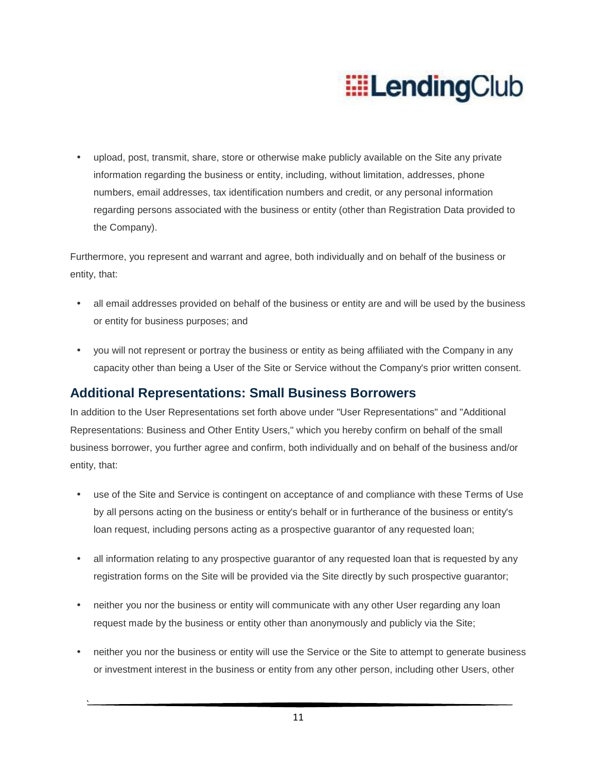- upload, post, transmit, share, store or otherwise make publicly available on the Site any private information regarding the business or entity, including, without limitation, addresses, phone numbers, email addresses, tax identification numbers and credit, or any personal information regarding persons associated with the business or entity (other than Registration Data provided to the Company).

Furthermore, you represent and warrant and agree, both individually and on behalf of the business or entity, that:

- all email addresses provided on behalf of the business or entity are and will be used by the business or entity for business purposes; and
- you will not represent or portray the business or entity as being affiliated with the Company in any capacity other than being a User of the Site or Service without the Company's prior written consent.

## Additional Representations: Small Business Borrowers

In addition to the User Representations set forth above under "User Representations" and "Additional Representations: Business and Other Entity Users," which you hereby confirm on behalf of the small business borrower, you further agree and confirm, both individually and on behalf of the business and/or entity, that:

- use of the Site and Service is contingent on acceptance of and compliance with these Terms of Use by all persons acting on the business or entity's behalf or in furtherance of the business or entity's loan request, including persons acting as a prospective guarantor of any requested loan;
- all information relating to any prospective guarantor of any requested loan that is requested by any registration forms on the Site will be provided via the Site directly by such prospective guarantor;
- neither you nor the business or entity will communicate with any other User regarding any loan request made by the business or entity other than anonymously and publicly via the Site;
- neither you nor the business or entity will use the Service or the Site to attempt to generate business or investment interest in the business or entity from any other person, including other Users, other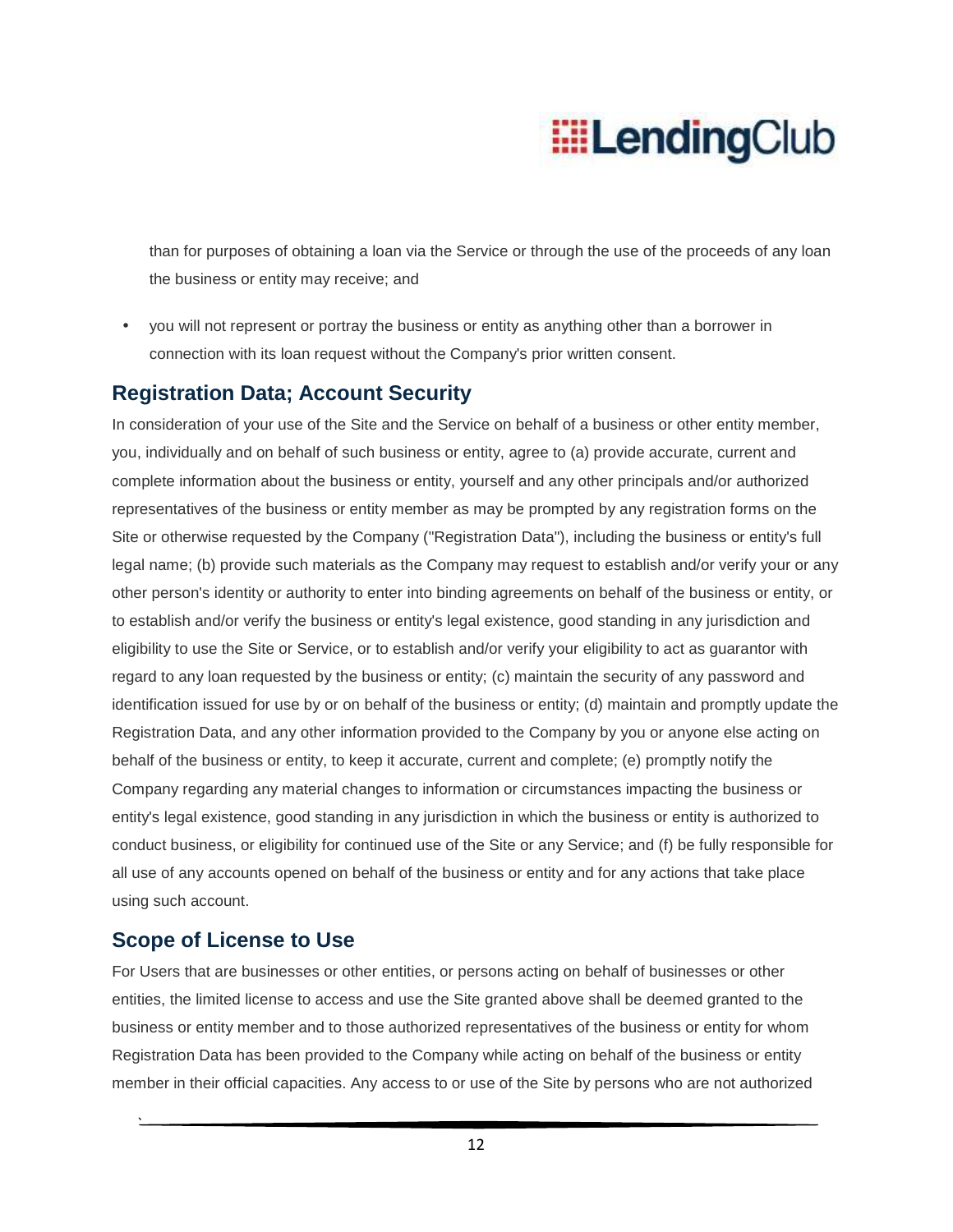than for purposes of obtaining a loan via the Service or through the use of the proceeds of any loan the business or entity may receive; and

- you will not represent or portray the business or entity as anything other than a borrower in connection with its loan request without the Company's prior written consent.

## Registration Data; Account Security

In consideration of your use of the Site and the Service on behalf of a business or other entity member, you, individually and on behalf of such business or entity, agree to (a) provide accurate, current and complete information about the business or entity, yourself and any other principals and/or authorized representatives of the business or entity member as may be prompted by any registration forms on the Site or otherwise requested by the Company ("Registration Data"), including the business or entity's full legal name; (b) provide such materials as the Company may request to establish and/or verify your or any other person's identity or authority to enter into binding agreements on behalf of the business or entity, or to establish and/or verify the business or entity's legal existence, good standing in any jurisdiction and eligibility to use the Site or Service, or to establish and/or verify your eligibility to act as guarantor with regard to any loan requested by the business or entity; (c) maintain the security of any password and identification issued for use by or on behalf of the business or entity; (d) maintain and promptly update the Registration Data, and any other information provided to the Company by you or anyone else acting on behalf of the business or entity, to keep it accurate, current and complete; (e) promptly notify the Company regarding any material changes to information or circumstances impacting the business or entity's legal existence, good standing in any jurisdiction in which the business or entity is authorized to conduct business, or eligibility for continued use of the Site or any Service; and (f) be fully responsible for all use of any accounts opened on behalf of the business or entity and for any actions that take place using such account.

## Scope of License to Use

For Users that are businesses or other entities, or persons acting on behalf of businesses or other entities, the limited license to access and use the Site granted above shall be deemed granted to the business or entity member and to those authorized representatives of the business or entity for whom Registration Data has been provided to the Company while acting on behalf of the business or entity member in their official capacities. Any access to or use of the Site by persons who are not authorized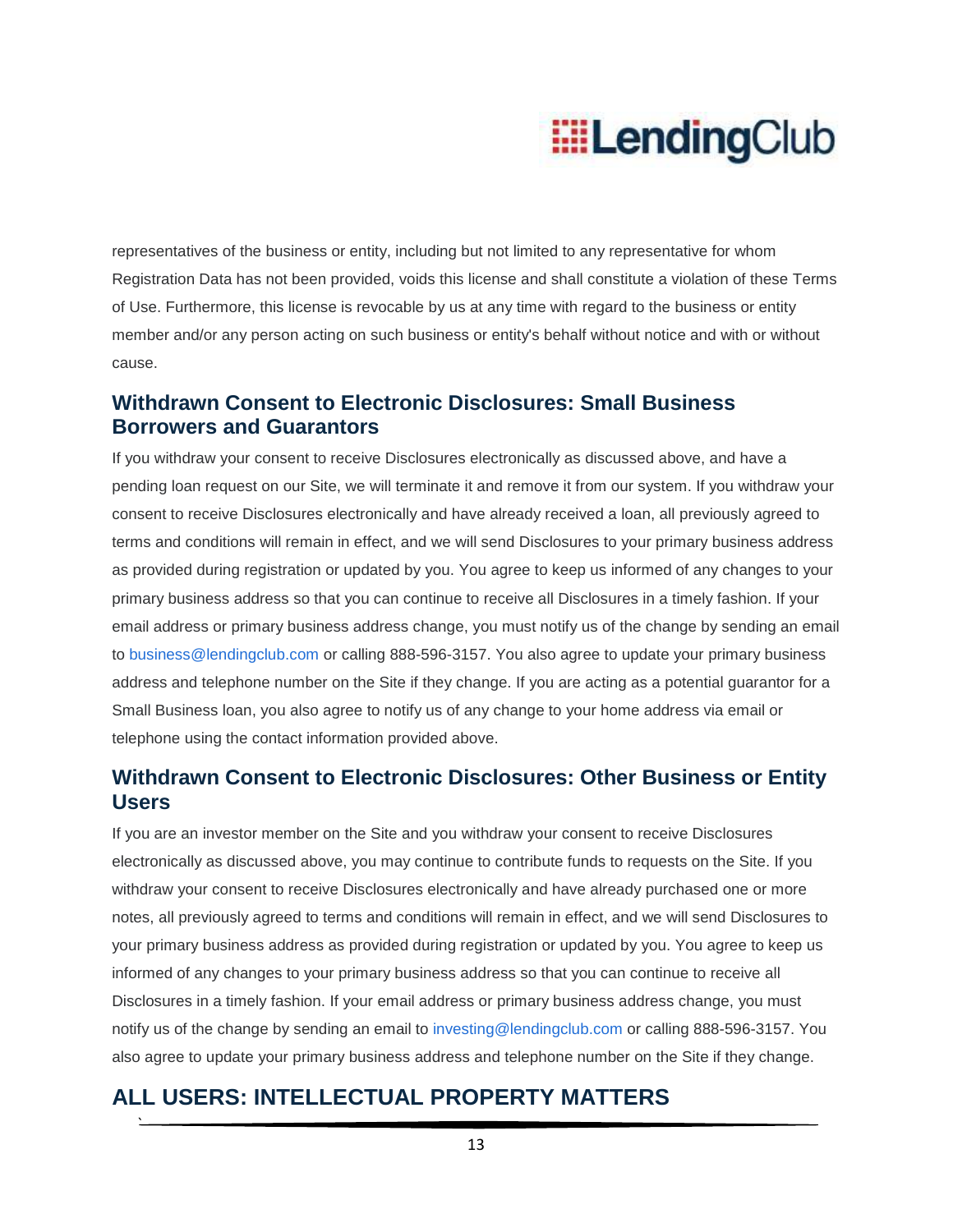representatives of the business or entity, including but not limited to any representative for whom Registration Data has not been provided, voids this license and shall constitute a violation of these Terms of Use. Furthermore, this license is revocable by us at any time with regard to the business or entity member and/or any person acting on such business or entity's behalf without notice and with or without cause.

### Withdrawn Consent to Electronic Disclosures: Small Business Borrowers and Guarantors

If you withdraw your consent to receive Disclosures electronically as discussed above, and have a pending loan request on our Site, we will terminate it and remove it from our system. If you withdraw your consent to receive Disclosures electronically and have already received a loan, all previously agreed to terms and conditions will remain in effect, and we will send Disclosures to your primary business address as provided during registration or updated by you. You agree to keep us informed of any changes to your primary business address so that you can continue to receive all Disclosures in a timely fashion. If your email address or primary business address change, you must notify us of the change by sending an email to business@lendingclub.com or calling 888-596-3157. You also agree to update your primary business address and telephone number on the Site if they change. If you are acting as a potential guarantor for a Small Business loan, you also agree to notify us of any change to your home address via email or telephone using the contact information provided above.

### Withdrawn Consent to Electronic Disclosures: Other Business or Entity Users

If you are an investor member on the Site and you withdraw your consent to receive Disclosures electronically as discussed above, you may continue to contribute funds to requests on the Site. If you withdraw your consent to receive Disclosures electronically and have already purchased one or more notes, all previously agreed to terms and conditions will remain in effect, and we will send Disclosures to your primary business address as provided during registration or updated by you. You agree to keep us informed of any changes to your primary business address so that you can continue to receive all Disclosures in a timely fashion. If your email address or primary business address change, you must notify us of the change by sending an email to investing@lendingclub.com or calling 888-596-3157. You also agree to update your primary business address and telephone number on the Site if they change.

## ALL USERS: INTELLECTUAL PROPERTY MATTERS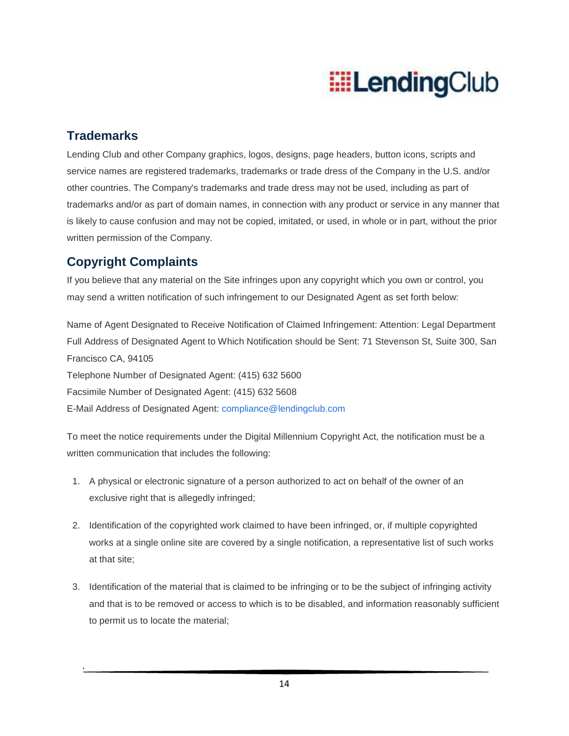## Trademarks

Lending Club and other Company graphics, logos, designs, page headers, button icons, scripts and service names are registered trademarks, trademarks or trade dress of the Company in the U.S. and/or other countries. The Company's trademarks and trade dress may not be used, including as part of trademarks and/or as part of domain names, in connection with any product or service in any manner that is likely to cause confusion and may not be copied, imitated, or used, in whole or in part, without the prior written permission of the Company.

## Copyright Complaints

If you believe that any material on the Site infringes upon any copyright which you own or control, you may send a written notification of such infringement to our Designated Agent as set forth below:

Name of Agent Designated to Receive Notification of Claimed Infringement: Attention: Legal Department
Full Address of Designated Agent to Which Notification should be Sent: 71 Stevenson St, Suite 300, San Francisco CA, 94105
Telephone Number of Designated Agent: (415) 632 5600
Facsimile Number of Designated Agent: (415) 632 5608
E-Mail Address of Designated Agent: compliance@lendingclub.com

To meet the notice requirements under the Digital Millennium Copyright Act, the notification must be a written communication that includes the following:

1. A physical or electronic signature of a person authorized to act on behalf of the owner of an exclusive right that is allegedly infringed;
2. Identification of the copyrighted work claimed to have been infringed, or, if multiple copyrighted works at a single online site are covered by a single notification, a representative list of such works at that site;
3. Identification of the material that is claimed to be infringing or to be the subject of infringing activity and that is to be removed or access to which is to be disabled, and information reasonably sufficient to permit us to locate the material;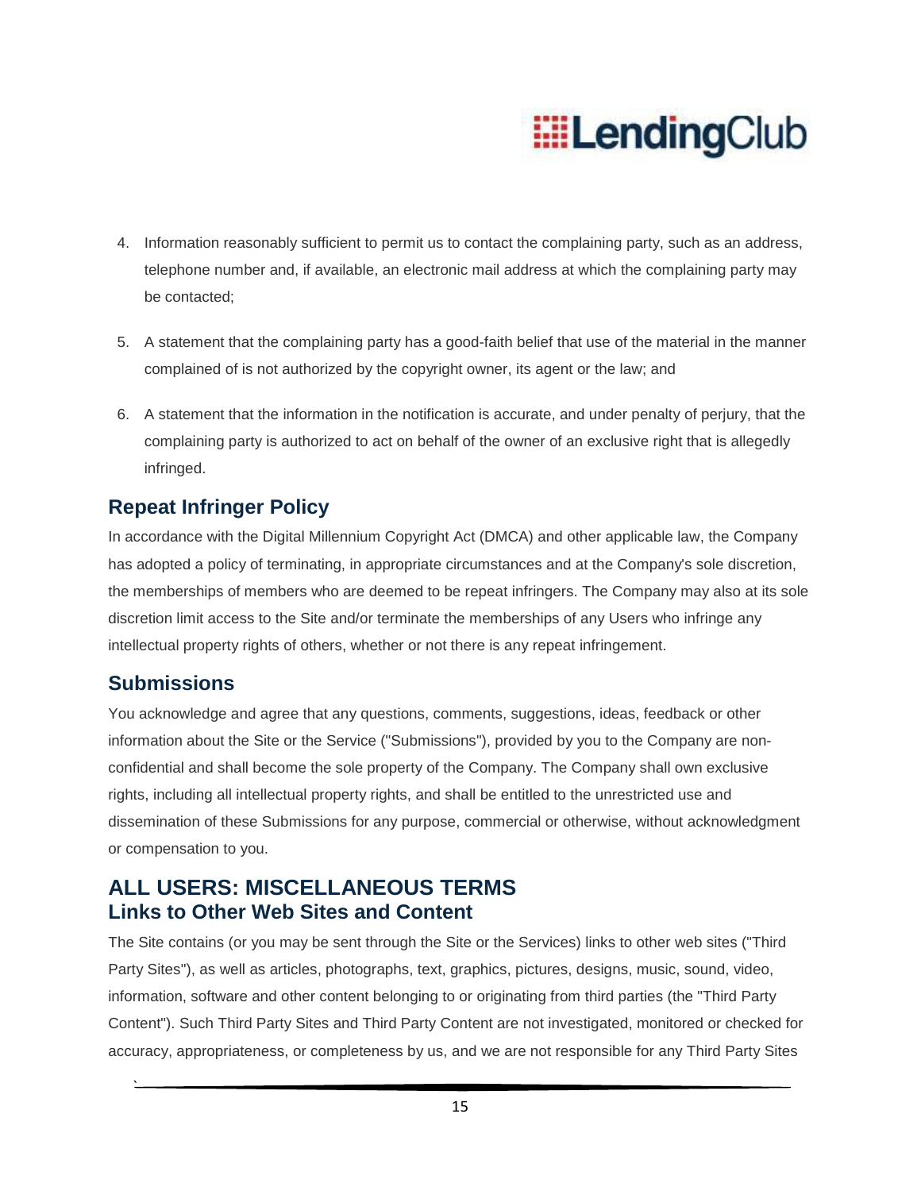4. Information reasonably sufficient to permit us to contact the complaining party, such as an address, telephone number and, if available, an electronic mail address at which the complaining party may be contacted;
5. A statement that the complaining party has a good-faith belief that use of the material in the manner complained of is not authorized by the copyright owner, its agent or the law; and
6. A statement that the information in the notification is accurate, and under penalty of perjury, that the complaining party is authorized to act on behalf of the owner of an exclusive right that is allegedly infringed.

## Repeat Infringer Policy

In accordance with the Digital Millennium Copyright Act (DMCA) and other applicable law, the Company has adopted a policy of terminating, in appropriate circumstances and at the Company's sole discretion, the memberships of members who are deemed to be repeat infringers. The Company may also at its sole discretion limit access to the Site and/or terminate the memberships of any Users who infringe any intellectual property rights of others, whether or not there is any repeat infringement.

## Submissions

You acknowledge and agree that any questions, comments, suggestions, ideas, feedback or other information about the Site or the Service ("Submissions"), provided by you to the Company are non-confidential and shall become the sole property of the Company. The Company shall own exclusive rights, including all intellectual property rights, and shall be entitled to the unrestricted use and dissemination of these Submissions for any purpose, commercial or otherwise, without acknowledgment or compensation to you.

# ALL USERS: MISCELLANEOUS TERMS

## Links to Other Web Sites and Content

The Site contains (or you may be sent through the Site or the Services) links to other web sites ("Third Party Sites"), as well as articles, photographs, text, graphics, pictures, designs, music, sound, video, information, software and other content belonging to or originating from third parties (the "Third Party Content"). Such Third Party Sites and Third Party Content are not investigated, monitored or checked for accuracy, appropriateness, or completeness by us, and we are not responsible for any Third Party Sites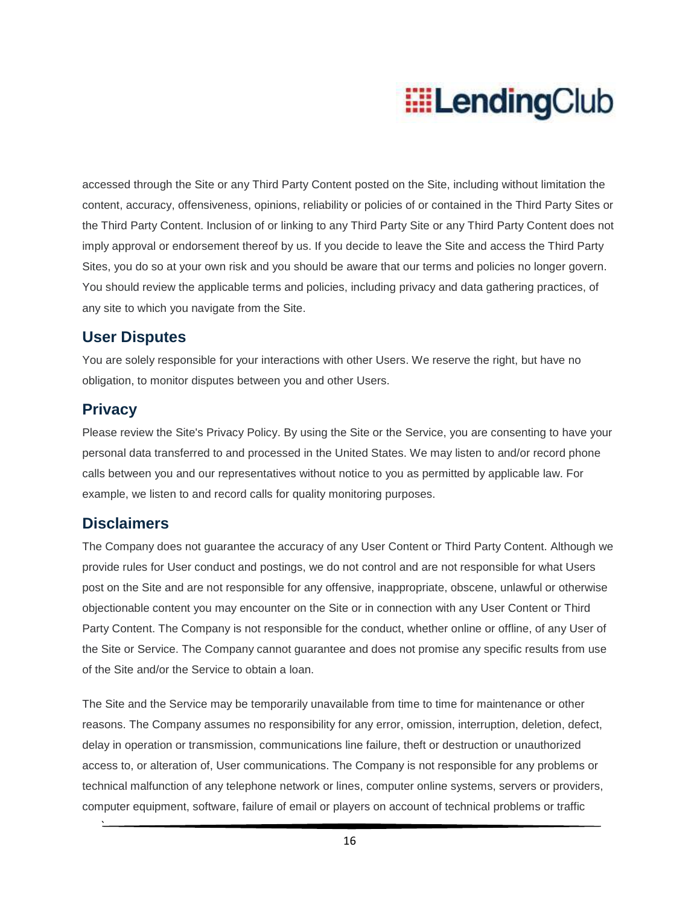accessed through the Site or any Third Party Content posted on the Site, including without limitation the content, accuracy, offensiveness, opinions, reliability or policies of or contained in the Third Party Sites or the Third Party Content. Inclusion of or linking to any Third Party Site or any Third Party Content does not imply approval or endorsement thereof by us. If you decide to leave the Site and access the Third Party Sites, you do so at your own risk and you should be aware that our terms and policies no longer govern. You should review the applicable terms and policies, including privacy and data gathering practices, of any site to which you navigate from the Site.

## User Disputes

You are solely responsible for your interactions with other Users. We reserve the right, but have no obligation, to monitor disputes between you and other Users.

## Privacy

Please review the Site's Privacy Policy. By using the Site or the Service, you are consenting to have your personal data transferred to and processed in the United States. We may listen to and/or record phone calls between you and our representatives without notice to you as permitted by applicable law. For example, we listen to and record calls for quality monitoring purposes.

## Disclaimers

The Company does not guarantee the accuracy of any User Content or Third Party Content. Although we provide rules for User conduct and postings, we do not control and are not responsible for what Users post on the Site and are not responsible for any offensive, inappropriate, obscene, unlawful or otherwise objectionable content you may encounter on the Site or in connection with any User Content or Third Party Content. The Company is not responsible for the conduct, whether online or offline, of any User of the Site or Service. The Company cannot guarantee and does not promise any specific results from use of the Site and/or the Service to obtain a loan.

The Site and the Service may be temporarily unavailable from time to time for maintenance or other reasons. The Company assumes no responsibility for any error, omission, interruption, deletion, defect, delay in operation or transmission, communications line failure, theft or destruction or unauthorized access to, or alteration of, User communications. The Company is not responsible for any problems or technical malfunction of any telephone network or lines, computer online systems, servers or providers, computer equipment, software, failure of email or players on account of technical problems or traffic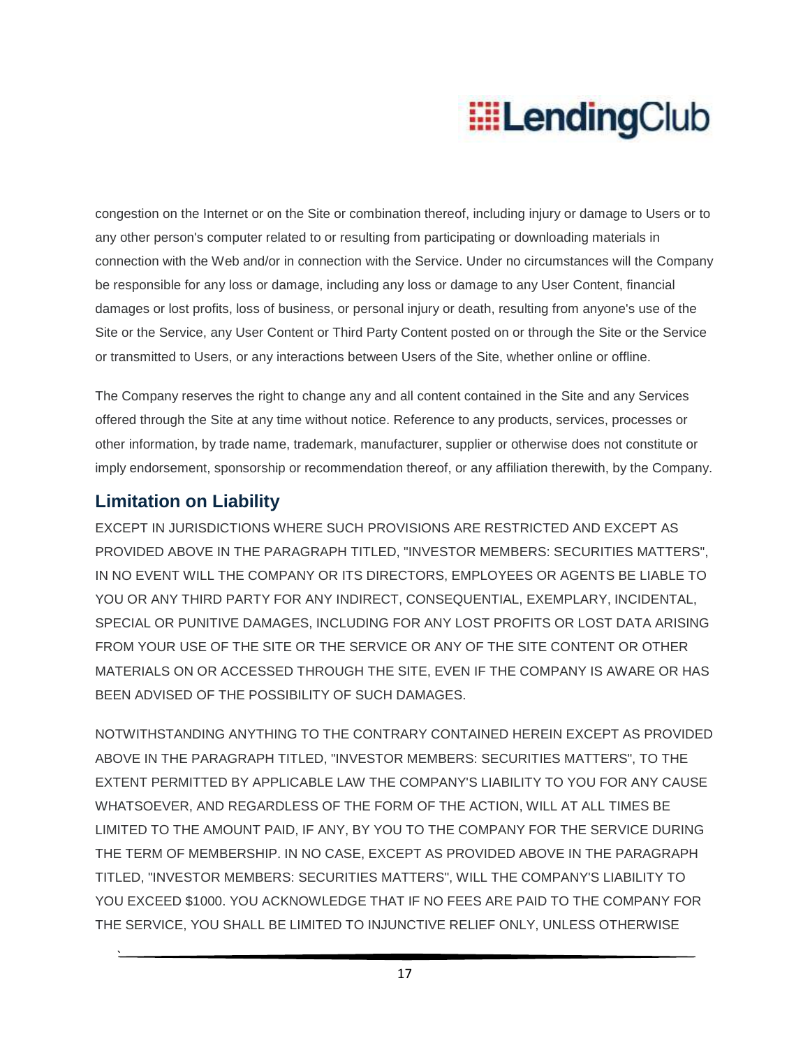congestion on the Internet or on the Site or combination thereof, including injury or damage to Users or to any other person's computer related to or resulting from participating or downloading materials in connection with the Web and/or in connection with the Service. Under no circumstances will the Company be responsible for any loss or damage, including any loss or damage to any User Content, financial damages or lost profits, loss of business, or personal injury or death, resulting from anyone's use of the Site or the Service, any User Content or Third Party Content posted on or through the Site or the Service or transmitted to Users, or any interactions between Users of the Site, whether online or offline.

The Company reserves the right to change any and all content contained in the Site and any Services offered through the Site at any time without notice. Reference to any products, services, processes or other information, by trade name, trademark, manufacturer, supplier or otherwise does not constitute or imply endorsement, sponsorship or recommendation thereof, or any affiliation therewith, by the Company.

## Limitation on Liability

EXCEPT IN JURISDICTIONS WHERE SUCH PROVISIONS ARE RESTRICTED AND EXCEPT AS PROVIDED ABOVE IN THE PARAGRAPH TITLED, "INVESTOR MEMBERS: SECURITIES MATTERS", IN NO EVENT WILL THE COMPANY OR ITS DIRECTORS, EMPLOYEES OR AGENTS BE LIABLE TO YOU OR ANY THIRD PARTY FOR ANY INDIRECT, CONSEQUENTIAL, EXEMPLARY, INCIDENTAL, SPECIAL OR PUNITIVE DAMAGES, INCLUDING FOR ANY LOST PROFITS OR LOST DATA ARISING FROM YOUR USE OF THE SITE OR THE SERVICE OR ANY OF THE SITE CONTENT OR OTHER MATERIALS ON OR ACCESSED THROUGH THE SITE, EVEN IF THE COMPANY IS AWARE OR HAS BEEN ADVISED OF THE POSSIBILITY OF SUCH DAMAGES.

NOTWITHSTANDING ANYTHING TO THE CONTRARY CONTAINED HEREIN EXCEPT AS PROVIDED ABOVE IN THE PARAGRAPH TITLED, "INVESTOR MEMBERS: SECURITIES MATTERS", TO THE EXTENT PERMITTED BY APPLICABLE LAW THE COMPANY'S LIABILITY TO YOU FOR ANY CAUSE WHATSOEVER, AND REGARDLESS OF THE FORM OF THE ACTION, WILL AT ALL TIMES BE LIMITED TO THE AMOUNT PAID, IF ANY, BY YOU TO THE COMPANY FOR THE SERVICE DURING THE TERM OF MEMBERSHIP. IN NO CASE, EXCEPT AS PROVIDED ABOVE IN THE PARAGRAPH TITLED, "INVESTOR MEMBERS: SECURITIES MATTERS", WILL THE COMPANY'S LIABILITY TO YOU EXCEED $1000. YOU ACKNOWLEDGE THAT IF NO FEES ARE PAID TO THE COMPANY FOR THE SERVICE, YOU SHALL BE LIMITED TO INJUNCTIVE RELIEF ONLY, UNLESS OTHERWISE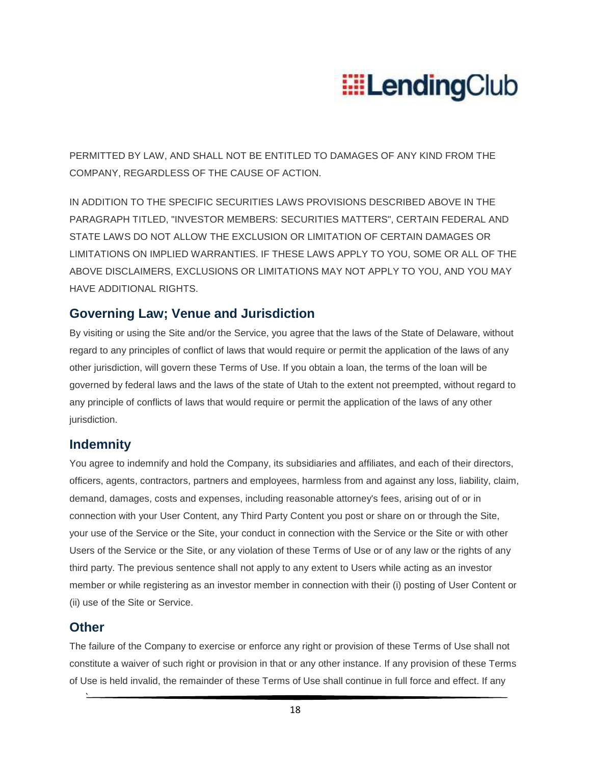PERMITTED BY LAW, AND SHALL NOT BE ENTITLED TO DAMAGES OF ANY KIND FROM THE COMPANY, REGARDLESS OF THE CAUSE OF ACTION.

IN ADDITION TO THE SPECIFIC SECURITIES LAWS PROVISIONS DESCRIBED ABOVE IN THE PARAGRAPH TITLED, "INVESTOR MEMBERS: SECURITIES MATTERS", CERTAIN FEDERAL AND STATE LAWS DO NOT ALLOW THE EXCLUSION OR LIMITATION OF CERTAIN DAMAGES OR LIMITATIONS ON IMPLIED WARRANTIES. IF THESE LAWS APPLY TO YOU, SOME OR ALL OF THE ABOVE DISCLAIMERS, EXCLUSIONS OR LIMITATIONS MAY NOT APPLY TO YOU, AND YOU MAY HAVE ADDITIONAL RIGHTS.

## Governing Law; Venue and Jurisdiction

By visiting or using the Site and/or the Service, you agree that the laws of the State of Delaware, without regard to any principles of conflict of laws that would require or permit the application of the laws of any other jurisdiction, will govern these Terms of Use. If you obtain a loan, the terms of the loan will be governed by federal laws and the laws of the state of Utah to the extent not preempted, without regard to any principle of conflicts of laws that would require or permit the application of the laws of any other jurisdiction.

## Indemnity

You agree to indemnify and hold the Company, its subsidiaries and affiliates, and each of their directors, officers, agents, contractors, partners and employees, harmless from and against any loss, liability, claim, demand, damages, costs and expenses, including reasonable attorney's fees, arising out of or in connection with your User Content, any Third Party Content you post or share on or through the Site, your use of the Service or the Site, your conduct in connection with the Service or the Site or with other Users of the Service or the Site, or any violation of these Terms of Use or of any law or the rights of any third party. The previous sentence shall not apply to any extent to Users while acting as an investor member or while registering as an investor member in connection with their (i) posting of User Content or (ii) use of the Site or Service.

## Other

The failure of the Company to exercise or enforce any right or provision of these Terms of Use shall not constitute a waiver of such right or provision in that or any other instance. If any provision of these Terms of Use is held invalid, the remainder of these Terms of Use shall continue in full force and effect. If any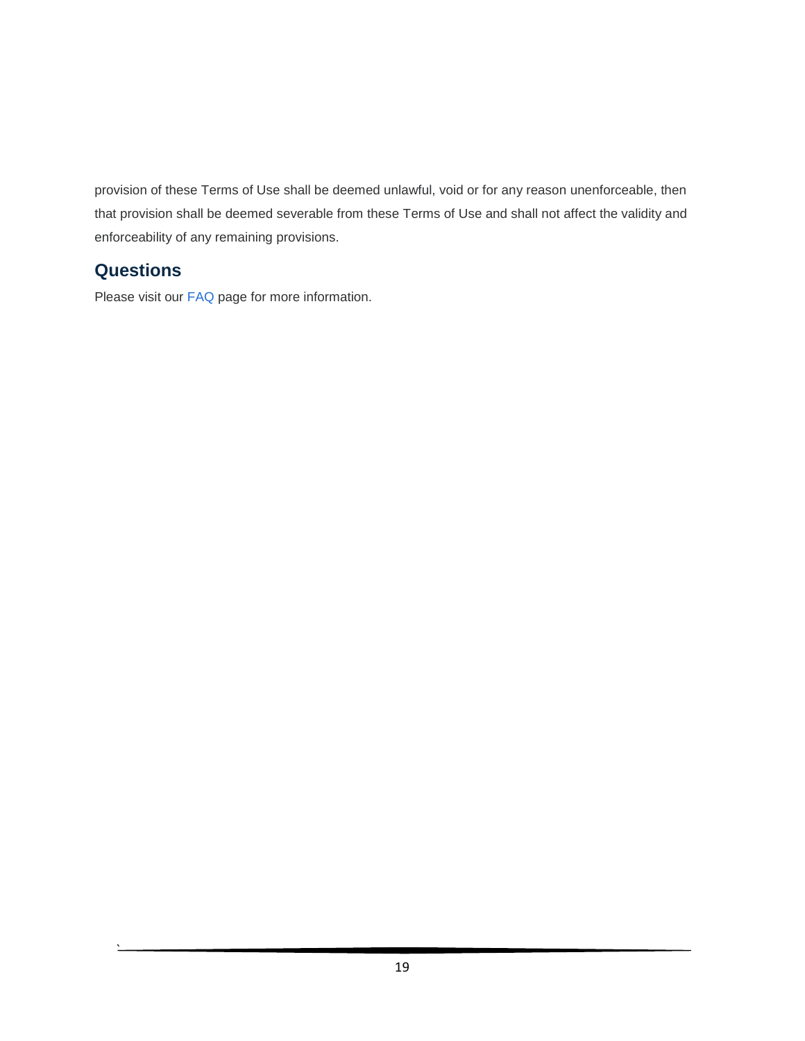provision of these Terms of Use shall be deemed unlawful, void or for any reason unenforceable, then that provision shall be deemed severable from these Terms of Use and shall not affect the validity and enforceability of any remaining provisions.

## Questions

Please visit our FAQ page for more information.